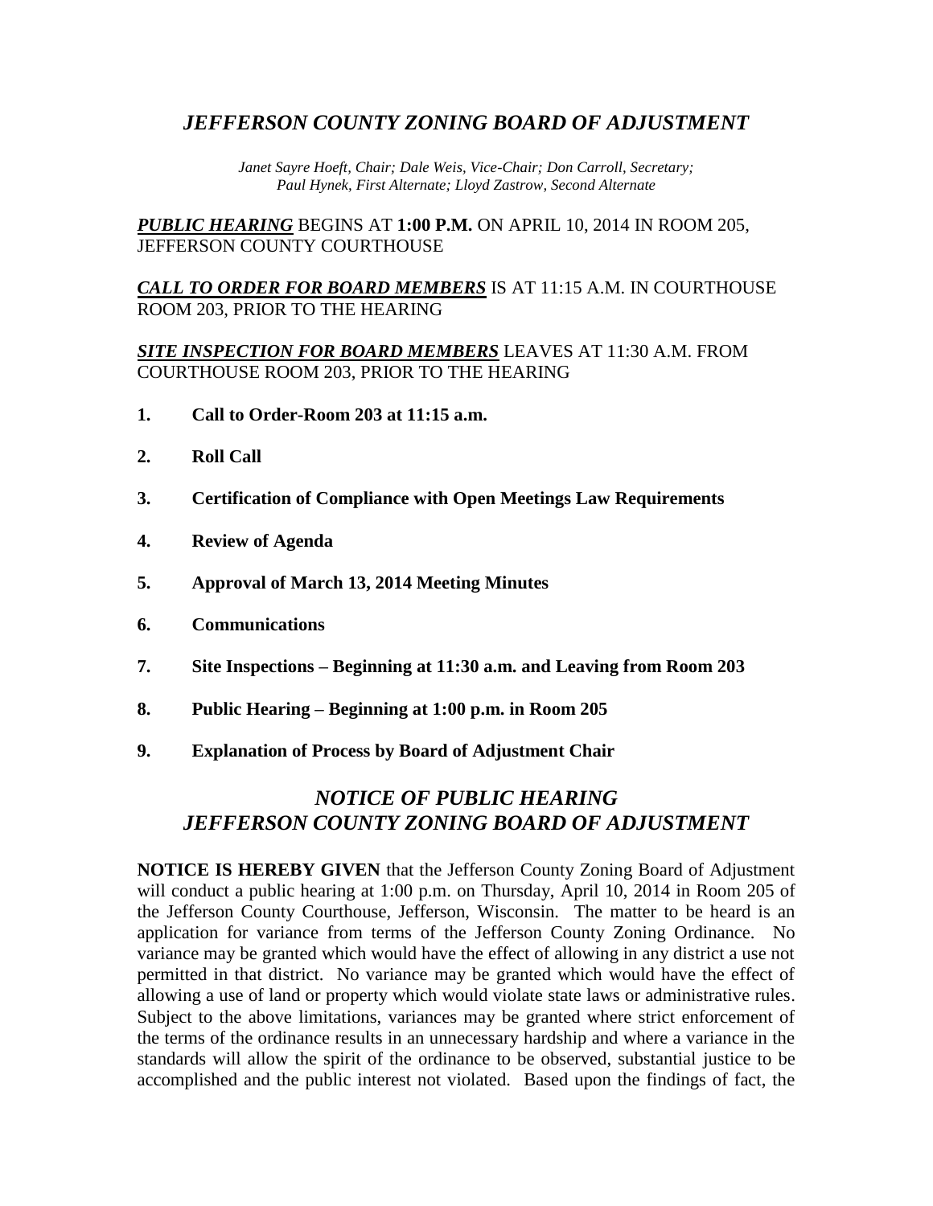# *JEFFERSON COUNTY ZONING BOARD OF ADJUSTMENT*

*Janet Sayre Hoeft, Chair; Dale Weis, Vice-Chair; Don Carroll, Secretary; Paul Hynek, First Alternate; Lloyd Zastrow, Second Alternate*

***PUBLIC HEARING*** BEGINS AT **1:00 P.M.** ON APRIL 10, 2014 IN ROOM 205, JEFFERSON COUNTY COURTHOUSE

***CALL TO ORDER FOR BOARD MEMBERS*** IS AT 11:15 A.M. IN COURTHOUSE ROOM 203, PRIOR TO THE HEARING

***SITE INSPECTION FOR BOARD MEMBERS*** LEAVES AT 11:30 A.M. FROM COURTHOUSE ROOM 203, PRIOR TO THE HEARING

1. **Call to Order-Room 203 at 11:15 a.m.**
2. **Roll Call**
3. **Certification of Compliance with Open Meetings Law Requirements**
4. **Review of Agenda**
5. **Approval of March 13, 2014 Meeting Minutes**
6. **Communications**
7. **Site Inspections – Beginning at 11:30 a.m. and Leaving from Room 203**
8. **Public Hearing – Beginning at 1:00 p.m. in Room 205**
9. **Explanation of Process by Board of Adjustment Chair**

## *NOTICE OF PUBLIC HEARING*
## *JEFFERSON COUNTY ZONING BOARD OF ADJUSTMENT*

**NOTICE IS HEREBY GIVEN** that the Jefferson County Zoning Board of Adjustment will conduct a public hearing at 1:00 p.m. on Thursday, April 10, 2014 in Room 205 of the Jefferson County Courthouse, Jefferson, Wisconsin. The matter to be heard is an application for variance from terms of the Jefferson County Zoning Ordinance. No variance may be granted which would have the effect of allowing in any district a use not permitted in that district. No variance may be granted which would have the effect of allowing a use of land or property which would violate state laws or administrative rules. Subject to the above limitations, variances may be granted where strict enforcement of the terms of the ordinance results in an unnecessary hardship and where a variance in the standards will allow the spirit of the ordinance to be observed, substantial justice to be accomplished and the public interest not violated. Based upon the findings of fact, the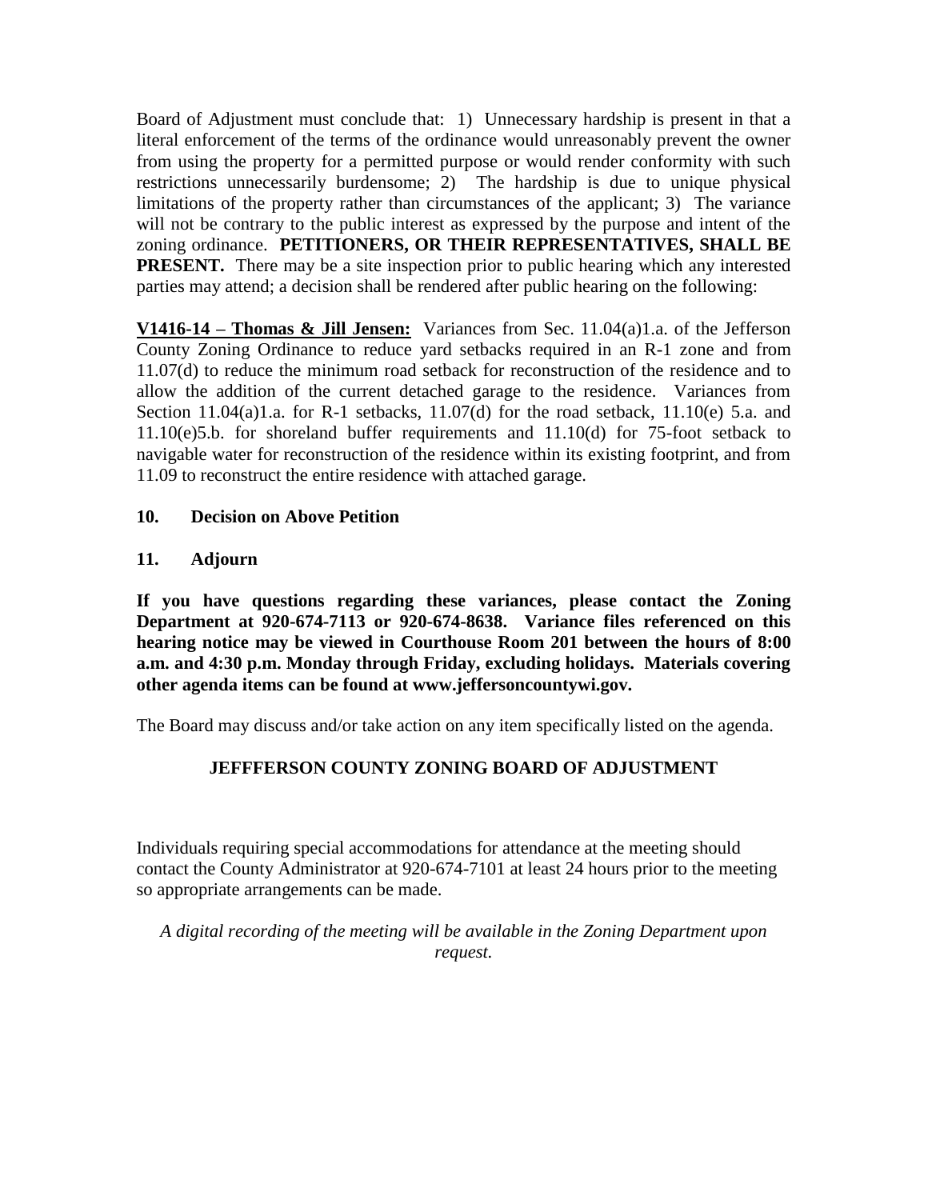Board of Adjustment must conclude that: 1) Unnecessary hardship is present in that a literal enforcement of the terms of the ordinance would unreasonably prevent the owner from using the property for a permitted purpose or would render conformity with such restrictions unnecessarily burdensome; 2) The hardship is due to unique physical limitations of the property rather than circumstances of the applicant; 3) The variance will not be contrary to the public interest as expressed by the purpose and intent of the zoning ordinance. **PETITIONERS, OR THEIR REPRESENTATIVES, SHALL BE PRESENT.** There may be a site inspection prior to public hearing which any interested parties may attend; a decision shall be rendered after public hearing on the following:

**V1416-14 – Thomas & Jill Jensen:** Variances from Sec. 11.04(a)1.a. of the Jefferson County Zoning Ordinance to reduce yard setbacks required in an R-1 zone and from 11.07(d) to reduce the minimum road setback for reconstruction of the residence and to allow the addition of the current detached garage to the residence. Variances from Section 11.04(a)1.a. for R-1 setbacks, 11.07(d) for the road setback, 11.10(e) 5.a. and 11.10(e)5.b. for shoreland buffer requirements and 11.10(d) for 75-foot setback to navigable water for reconstruction of the residence within its existing footprint, and from 11.09 to reconstruct the entire residence with attached garage.

**10. Decision on Above Petition**

**11. Adjourn**

**If you have questions regarding these variances, please contact the Zoning Department at 920-674-7113 or 920-674-8638. Variance files referenced on this hearing notice may be viewed in Courthouse Room 201 between the hours of 8:00 a.m. and 4:30 p.m. Monday through Friday, excluding holidays. Materials covering other agenda items can be found at www.jeffersoncountywi.gov.**

The Board may discuss and/or take action on any item specifically listed on the agenda.

**JEFFFERSON COUNTY ZONING BOARD OF ADJUSTMENT**

Individuals requiring special accommodations for attendance at the meeting should contact the County Administrator at 920-674-7101 at least 24 hours prior to the meeting so appropriate arrangements can be made.

*A digital recording of the meeting will be available in the Zoning Department upon request.*